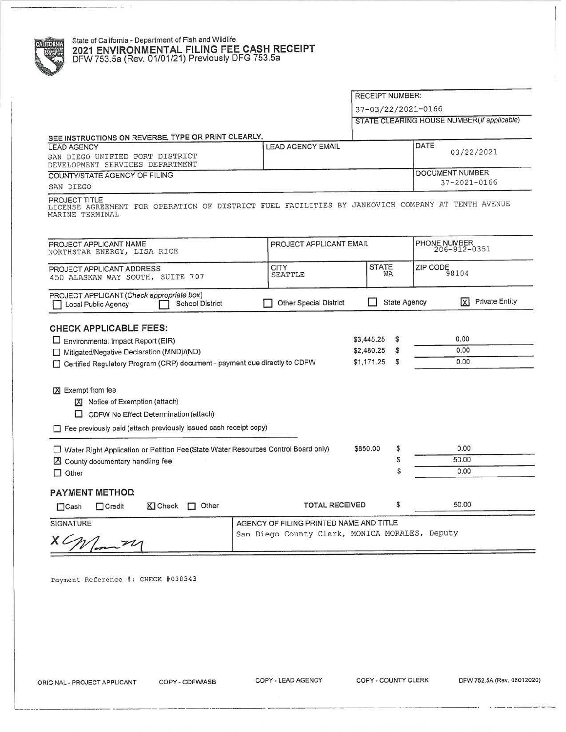State of California - Department of Fish and Wildlife

# 2021 ENVIRONMENTAL FILING FEE CASH RECEIPT

DFW 753.5a (Rev. 01/01/21) Previously DFG 753.5a

RECEIPT NUMBER:
37-03/22/2021-0166

STATE CLEARING HOUSE NUMBER *(If applicable)*

SEE INSTRUCTIONS ON REVERSE. TYPE OR PRINT CLEARLY.

| LEAD AGENCY | LEAD AGENCY EMAIL | DATE |
|---|---|---|
| SAN DIEGO UNIFIED PORT DISTRICT DEVELOPMENT SERVICES DEPARTMENT | | 03/22/2021 |
| **COUNTY/STATE AGENCY OF FILING** | | **DOCUMENT NUMBER** |
| SAN DIEGO | | 37-2021-0166 |

PROJECT TITLE
LICENSE AGREEMENT FOR OPERATION OF DISTRICT FUEL FACILITIES BY JANKOVICH COMPANY AT TENTH AVENUE MARINE TERMINAL

| PROJECT APPLICANT NAME | PROJECT APPLICANT EMAIL | | PHONE NUMBER |
|---|---|---|---|
| NORTHSTAR ENERGY, LISA RICE | | | 206-812-0351 |
| **PROJECT APPLICANT ADDRESS** | **CITY** | **STATE** | **ZIP CODE** |
| 450 ALASKAN WAY SOUTH, SUITE 707 | SEATTLE | WA | 98104 |

PROJECT APPLICANT *(Check appropriate box)*

☐ Local Public Agency ☐ School District ☐ Other Special District ☐ State Agency ☒ Private Entity

## CHECK APPLICABLE FEES:

| | | |
|---|---|---|
| ☐ Environmental Impact Report (EIR) | $3,445.25 | $ 0.00 |
| ☐ Mitigated/Negative Declaration (MND)/(ND) | $2,480.25 | $ 0.00 |
| ☐ Certified Regulatory Program (CRP) document - payment due directly to CDFW | $1,171.25 | $ 0.00 |

☒ Exempt from fee

- ☒ Notice of Exemption (attach)
- ☐ CDFW No Effect Determination (attach)

☐ Fee previously paid (attach previously issued cash receipt copy)

| | | |
|---|---|---|
| ☐ Water Right Application or Petition Fee (State Water Resources Control Board only) | $850.00 | $ 0.00 |
| ☒ County documentary handling fee | | $ 50.00 |
| ☐ Other | | $ 0.00 |

## PAYMENT METHOD:

☐ Cash ☐ Credit ☒ Check ☐ Other

TOTAL RECEIVED $ 50.00

| SIGNATURE | AGENCY OF FILING PRINTED NAME AND TITLE |
|---|---|
| X [signature] | San Diego County Clerk, MONICA MORALES, Deputy |

Payment Reference #: CHECK #038343

ORIGINAL - PROJECT APPLICANT COPY - CDFW/ASB COPY - LEAD AGENCY COPY - COUNTY CLERK DFW 752.5A (Rev. 06012020)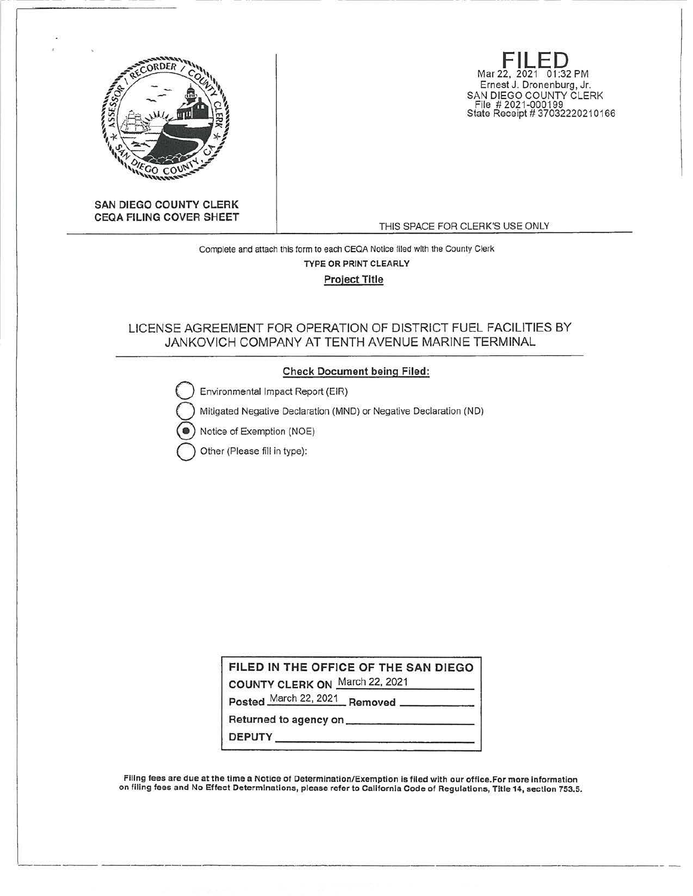**SAN DIEGO COUNTY CLERK**
**CEQA FILING COVER SHEET**

**FILED**
Mar 22, 2021 01:32 PM
Ernest J. Dronenburg, Jr.
SAN DIEGO COUNTY CLERK
File # 2021-000199
State Receipt # 37032220210166

THIS SPACE FOR CLERK'S USE ONLY

Complete and attach this form to each CEQA Notice filed with the County Clerk

**TYPE OR PRINT CLEARLY**

**Project Title**

LICENSE AGREEMENT FOR OPERATION OF DISTRICT FUEL FACILITIES BY JANKOVICH COMPANY AT TENTH AVENUE MARINE TERMINAL

**Check Document being Filed:**

- ◯ Environmental Impact Report (EIR)
- ◯ Mitigated Negative Declaration (MND) or Negative Declaration (ND)
- ◉ Notice of Exemption (NOE)
- ◯ Other (Please fill in type):

**FILED IN THE OFFICE OF THE SAN DIEGO COUNTY CLERK ON** March 22, 2021

**Posted** March 22, 2021 **Removed** ____________

**Returned to agency on** ____________

**DEPUTY** ____________

**Filing fees are due at the time a Notice of Determination/Exemption is filed with our office. For more information on filing fees and No Effect Determinations, please refer to California Code of Regulations, Title 14, section 753.5.**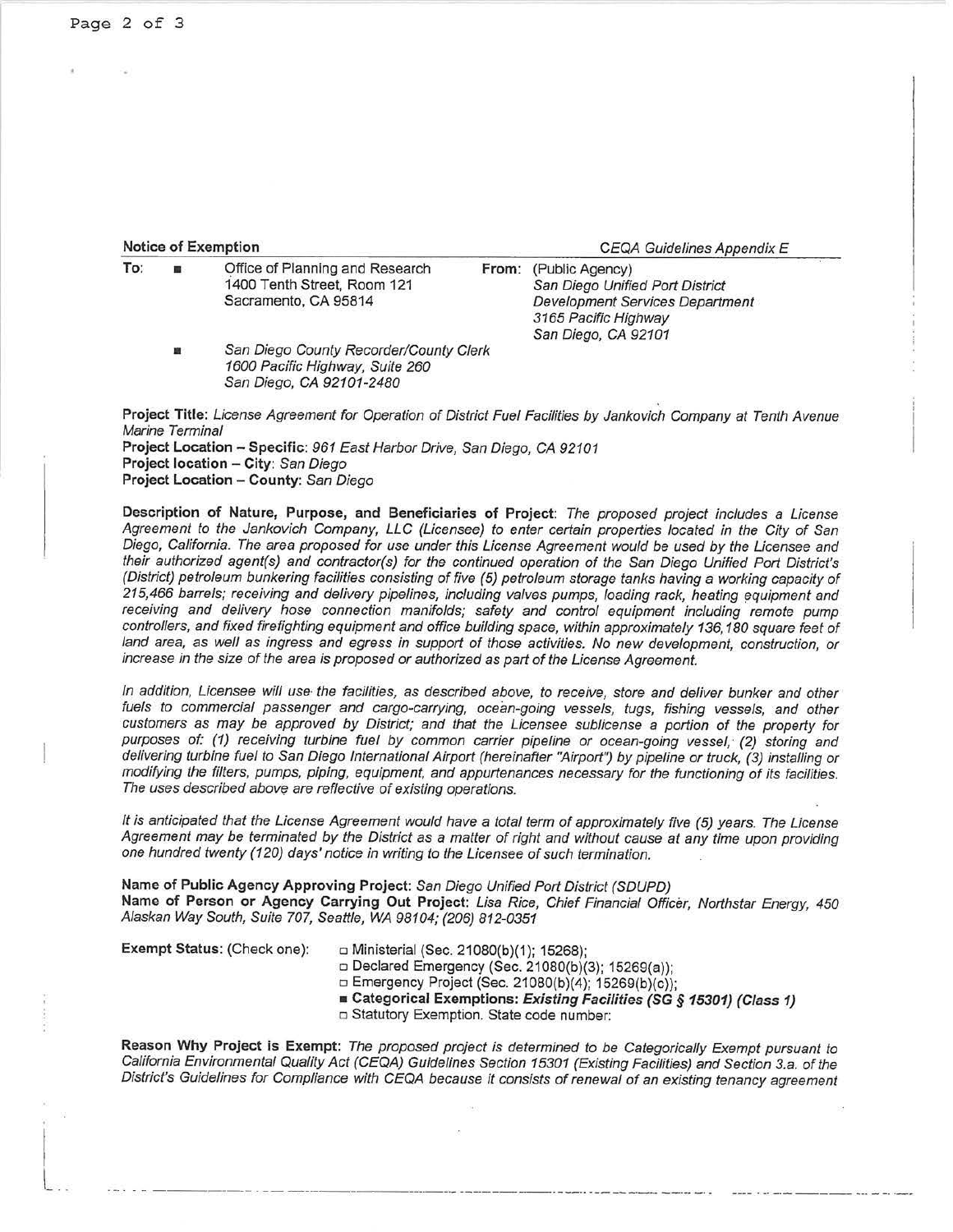**Notice of Exemption** *CEQA Guidelines Appendix E*

**To:** ■ Office of Planning and Research
1400 Tenth Street, Room 121
Sacramento, CA 95814

■ *San Diego County Recorder/County Clerk*
*1600 Pacific Highway, Suite 260*
*San Diego, CA 92101-2480*

**From:** (Public Agency)
*San Diego Unified Port District*
*Development Services Department*
*3165 Pacific Highway*
*San Diego, CA 92101*

**Project Title:** *License Agreement for Operation of District Fuel Facilities by Jankovich Company at Tenth Avenue Marine Terminal*
**Project Location – Specific:** *961 East Harbor Drive, San Diego, CA 92101*
**Project location – City:** *San Diego*
**Project Location – County:** *San Diego*

**Description of Nature, Purpose, and Beneficiaries of Project:** *The proposed project includes a License Agreement to the Jankovich Company, LLC (Licensee) to enter certain properties located in the City of San Diego, California. The area proposed for use under this License Agreement would be used by the Licensee and their authorized agent(s) and contractor(s) for the continued operation of the San Diego Unified Port District's (District) petroleum bunkering facilities consisting of five (5) petroleum storage tanks having a working capacity of 215,466 barrels; receiving and delivery pipelines, including valves pumps, loading rack, heating equipment and receiving and delivery hose connection manifolds; safety and control equipment including remote pump controllers, and fixed firefighting equipment and office building space, within approximately 136,180 square feet of land area, as well as ingress and egress in support of those activities. No new development, construction, or increase in the size of the area is proposed or authorized as part of the License Agreement.*

*In addition, Licensee will use the facilities, as described above, to receive, store and deliver bunker and other fuels to commercial passenger and cargo-carrying, ocean-going vessels, tugs, fishing vessels, and other customers as may be approved by District; and that the Licensee sublicense a portion of the property for purposes of: (1) receiving turbine fuel by common carrier pipeline or ocean-going vessel, (2) storing and delivering turbine fuel to San Diego International Airport (hereinafter "Airport") by pipeline or truck, (3) installing or modifying the filters, pumps, piping, equipment, and appurtenances necessary for the functioning of its facilities. The uses described above are reflective of existing operations.*

*It is anticipated that the License Agreement would have a total term of approximately five (5) years. The License Agreement may be terminated by the District as a matter of right and without cause at any time upon providing one hundred twenty (120) days' notice in writing to the Licensee of such termination.*

**Name of Public Agency Approving Project:** *San Diego Unified Port District (SDUPD)*
**Name of Person or Agency Carrying Out Project:** *Lisa Rice, Chief Financial Officer, Northstar Energy, 450 Alaskan Way South, Suite 707, Seattle, WA 98104; (206) 812-0351*

**Exempt Status:** (Check one):
- □ Ministerial (Sec. 21080(b)(1); 15268);
- □ Declared Emergency (Sec. 21080(b)(3); 15269(a));
- □ Emergency Project (Sec. 21080(b)(4); 15269(b)(c));
- ■ **Categorical Exemptions:** ***Existing Facilities (SG § 15301) (Class 1)***
- □ Statutory Exemption. State code number:

**Reason Why Project is Exempt:** *The proposed project is determined to be Categorically Exempt pursuant to California Environmental Quality Act (CEQA) Guidelines Section 15301 (Existing Facilities) and Section 3.a. of the District's Guidelines for Compliance with CEQA because it consists of renewal of an existing tenancy agreement*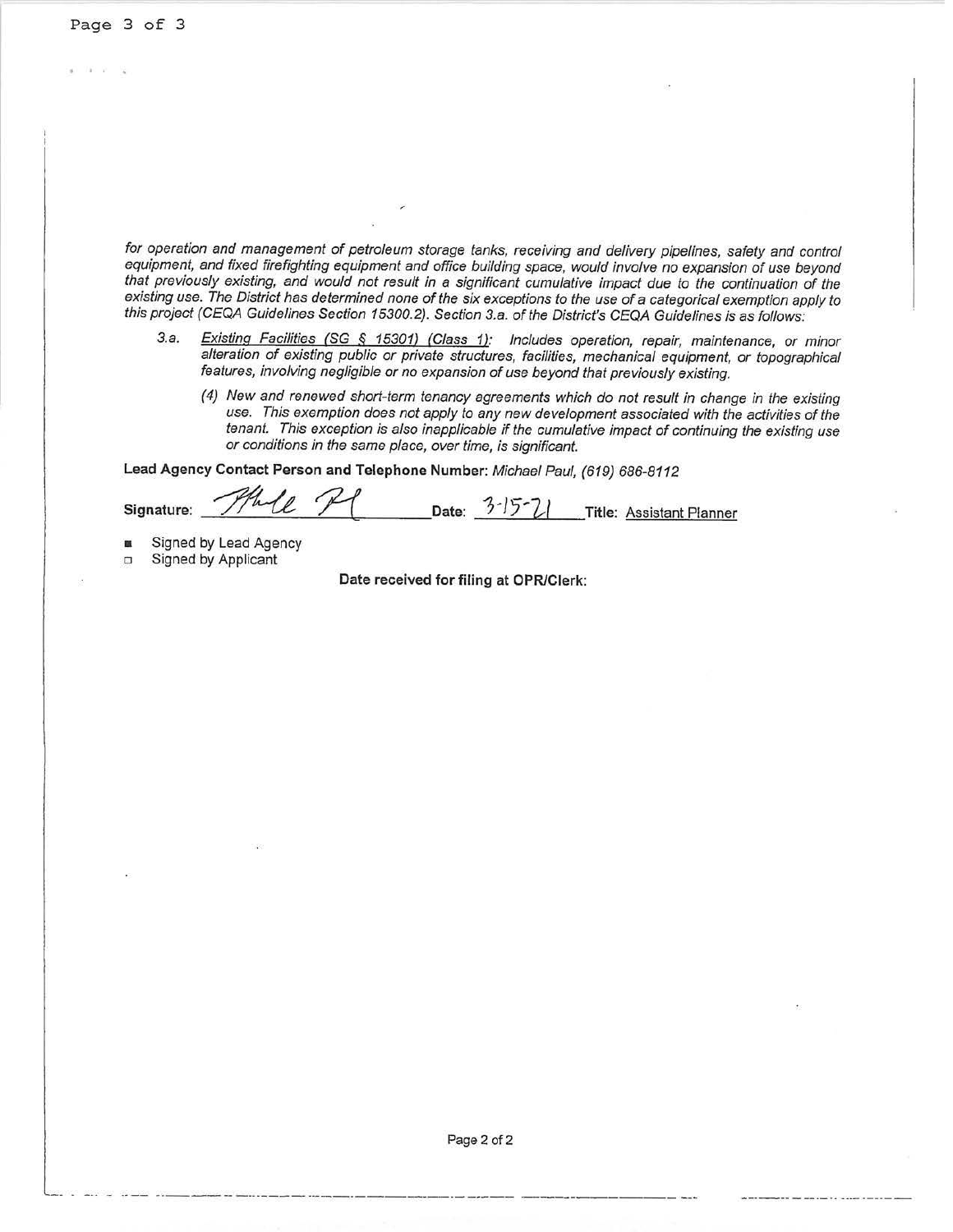*for operation and management of petroleum storage tanks, receiving and delivery pipelines, safety and control equipment, and fixed firefighting equipment and office building space, would involve no expansion of use beyond that previously existing, and would not result in a significant cumulative impact due to the continuation of the existing use. The District has determined none of the six exceptions to the use of a categorical exemption apply to this project (CEQA Guidelines Section 15300.2). Section 3.a. of the District's CEQA Guidelines is as follows:*

> *3.a.* *<u>Existing Facilities (SG § 15301) (Class 1)</u>: Includes operation, repair, maintenance, or minor alteration of existing public or private structures, facilities, mechanical equipment, or topographical features, involving negligible or no expansion of use beyond that previously existing.*
>
> *(4) New and renewed short-term tenancy agreements which do not result in change in the existing use. This exemption does not apply to any new development associated with the activities of the tenant. This exception is also inapplicable if the cumulative impact of continuing the existing use or conditions in the same place, over time, is significant.*

**Lead Agency Contact Person and Telephone Number:** *Michael Paul, (619) 686-8112*

**Signature:** [signature] **Date:** 3-15-21 **Title:** Assistant Planner

- ■ Signed by Lead Agency
- □ Signed by Applicant

**Date received for filing at OPR/Clerk:**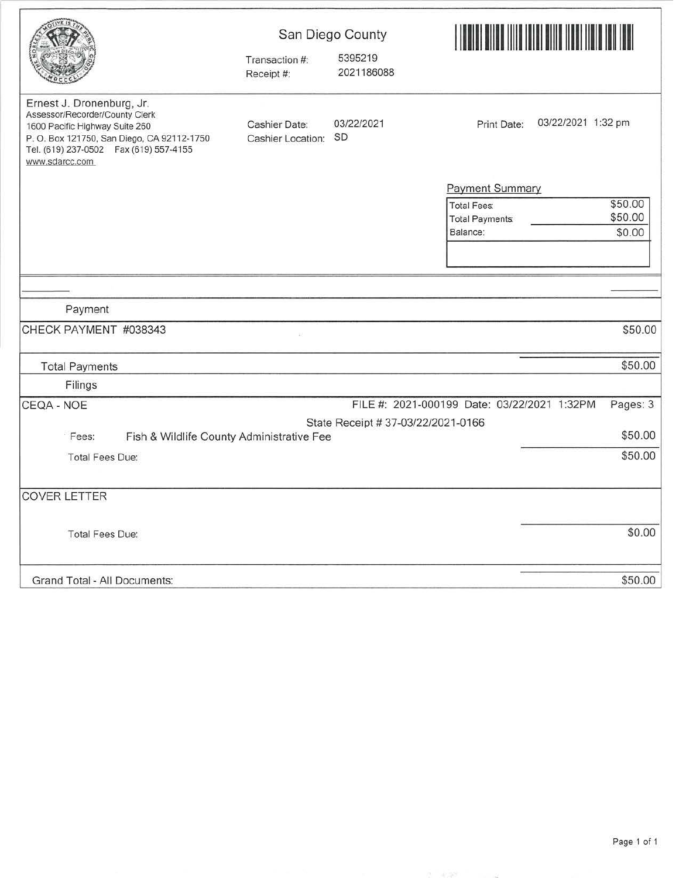San Diego County

Transaction #: 5395219
Receipt #: 2021186088

Ernest J. Dronenburg, Jr.
Assessor/Recorder/County Clerk
1600 Pacific Highway Suite 260
P. O. Box 121750, San Diego, CA 92112-1750
Tel. (619) 237-0502 Fax (619) 557-4155
www.sdarcc.com

Cashier Date: 03/22/2021
Cashier Location: SD

Print Date: 03/22/2021 1:32 pm

**Payment Summary**

| | |
|---|---|
| Total Fees | $50.00 |
| Total Payments | $50.00 |
| Balance: | $0.00 |

**Payment**

| | |
|---|---|
| CHECK PAYMENT #038343 | $50.00 |
| Total Payments | $50.00 |

**Filings**

CEQA - NOE — FILE #: 2021-000199 Date: 03/22/2021 1:32PM Pages: 3

State Receipt # 37-03/22/2021-0166

| | |
|---|---|
| Fees: Fish & Wildlife County Administrative Fee | $50.00 |
| Total Fees Due: | $50.00 |

COVER LETTER

| | |
|---|---|
| Total Fees Due: | $0.00 |

| | |
|---|---|
| Grand Total - All Documents: | $50.00 |